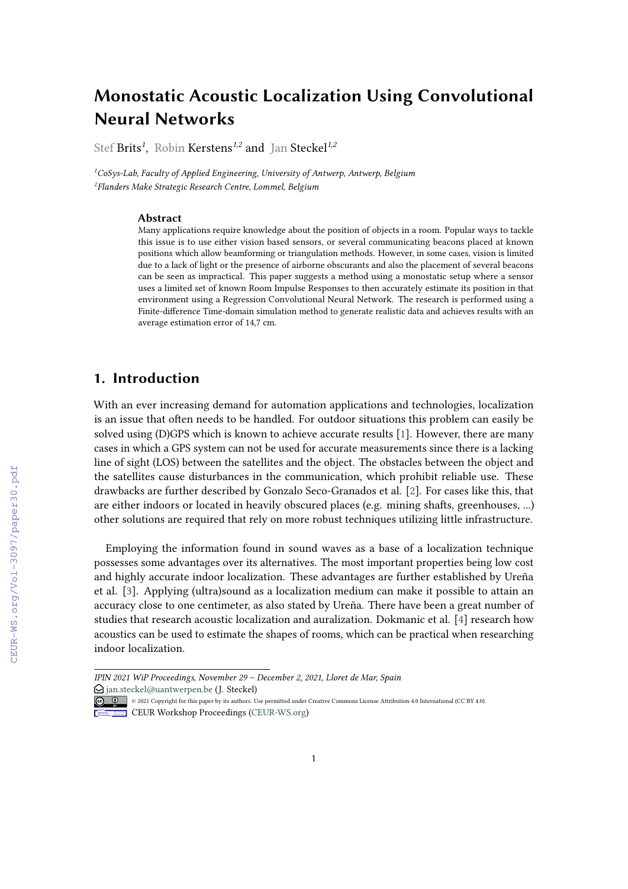# Monostatic Acoustic Localization Using Convolutional Neural Networks

Stef Brits[1], Robin Kerstens[1,2] and Jan Steckel[1,2]

[1]CoSys-Lab, Faculty of Applied Engineering, University of Antwerp, Antwerp, Belgium
[2]Flanders Make Strategic Research Centre, Lommel, Belgium

### Abstract

Many applications require knowledge about the position of objects in a room. Popular ways to tackle this issue is to use either vision based sensors, or several communicating beacons placed at known positions which allow beamforming or triangulation methods. However, in some cases, vision is limited due to a lack of light or the presence of airborne obscurants and also the placement of several beacons can be seen as impractical. This paper suggests a method using a monostatic setup where a sensor uses a limited set of known Room Impulse Responses to then accurately estimate its position in that environment using a Regression Convolutional Neural Network. The research is performed using a Finite-difference Time-domain simulation method to generate realistic data and achieves results with an average estimation error of 14,7 cm.

## 1. Introduction

With an ever increasing demand for automation applications and technologies, localization is an issue that often needs to be handled. For outdoor situations this problem can easily be solved using (D)GPS which is known to achieve accurate results [1]. However, there are many cases in which a GPS system can not be used for accurate measurements since there is a lacking line of sight (LOS) between the satellites and the object. The obstacles between the object and the satellites cause disturbances in the communication, which prohibit reliable use. These drawbacks are further described by Gonzalo Seco-Granados et al. [2]. For cases like this, that are either indoors or located in heavily obscured places (e.g. mining shafts, greenhouses, ...) other solutions are required that rely on more robust techniques utilizing little infrastructure.

Employing the information found in sound waves as a base of a localization technique possesses some advantages over its alternatives. The most important properties being low cost and highly accurate indoor localization. These advantages are further established by Ureña et al. [3]. Applying (ultra)sound as a localization medium can make it possible to attain an accuracy close to one centimeter, as also stated by Ureña. There have been a great number of studies that research acoustic localization and auralization. Dokmanic et al. [4] research how acoustics can be used to estimate the shapes of rooms, which can be practical when researching indoor localization.

*IPIN 2021 WiP Proceedings, November 29 – December 2, 2021, Lloret de Mar, Spain*
jan.steckel@uantwerpen.be (J. Steckel)
© 2021 Copyright for this paper by its authors. Use permitted under Creative Commons License Attribution 4.0 International (CC BY 4.0).
CEUR Workshop Proceedings (CEUR-WS.org)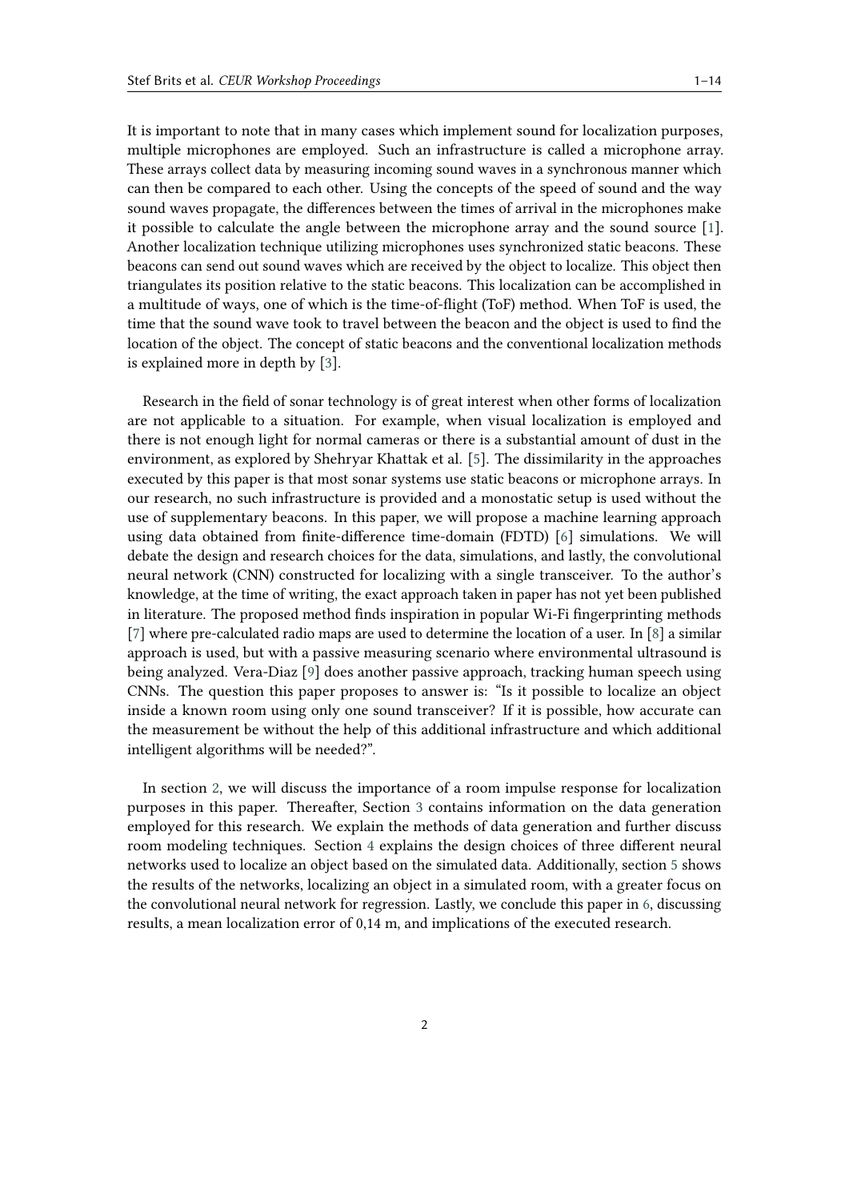It is important to note that in many cases which implement sound for localization purposes, multiple microphones are employed. Such an infrastructure is called a microphone array. These arrays collect data by measuring incoming sound waves in a synchronous manner which can then be compared to each other. Using the concepts of the speed of sound and the way sound waves propagate, the differences between the times of arrival in the microphones make it possible to calculate the angle between the microphone array and the sound source [1]. Another localization technique utilizing microphones uses synchronized static beacons. These beacons can send out sound waves which are received by the object to localize. This object then triangulates its position relative to the static beacons. This localization can be accomplished in a multitude of ways, one of which is the time-of-flight (ToF) method. When ToF is used, the time that the sound wave took to travel between the beacon and the object is used to find the location of the object. The concept of static beacons and the conventional localization methods is explained more in depth by [3].

Research in the field of sonar technology is of great interest when other forms of localization are not applicable to a situation. For example, when visual localization is employed and there is not enough light for normal cameras or there is a substantial amount of dust in the environment, as explored by Shehryar Khattak et al. [5]. The dissimilarity in the approaches executed by this paper is that most sonar systems use static beacons or microphone arrays. In our research, no such infrastructure is provided and a monostatic setup is used without the use of supplementary beacons. In this paper, we will propose a machine learning approach using data obtained from finite-difference time-domain (FDTD) [6] simulations. We will debate the design and research choices for the data, simulations, and lastly, the convolutional neural network (CNN) constructed for localizing with a single transceiver. To the author's knowledge, at the time of writing, the exact approach taken in paper has not yet been published in literature. The proposed method finds inspiration in popular Wi-Fi fingerprinting methods [7] where pre-calculated radio maps are used to determine the location of a user. In [8] a similar approach is used, but with a passive measuring scenario where environmental ultrasound is being analyzed. Vera-Diaz [9] does another passive approach, tracking human speech using CNNs. The question this paper proposes to answer is: "Is it possible to localize an object inside a known room using only one sound transceiver? If it is possible, how accurate can the measurement be without the help of this additional infrastructure and which additional intelligent algorithms will be needed?".

In section 2, we will discuss the importance of a room impulse response for localization purposes in this paper. Thereafter, Section 3 contains information on the data generation employed for this research. We explain the methods of data generation and further discuss room modeling techniques. Section 4 explains the design choices of three different neural networks used to localize an object based on the simulated data. Additionally, section 5 shows the results of the networks, localizing an object in a simulated room, with a greater focus on the convolutional neural network for regression. Lastly, we conclude this paper in 6, discussing results, a mean localization error of 0,14 m, and implications of the executed research.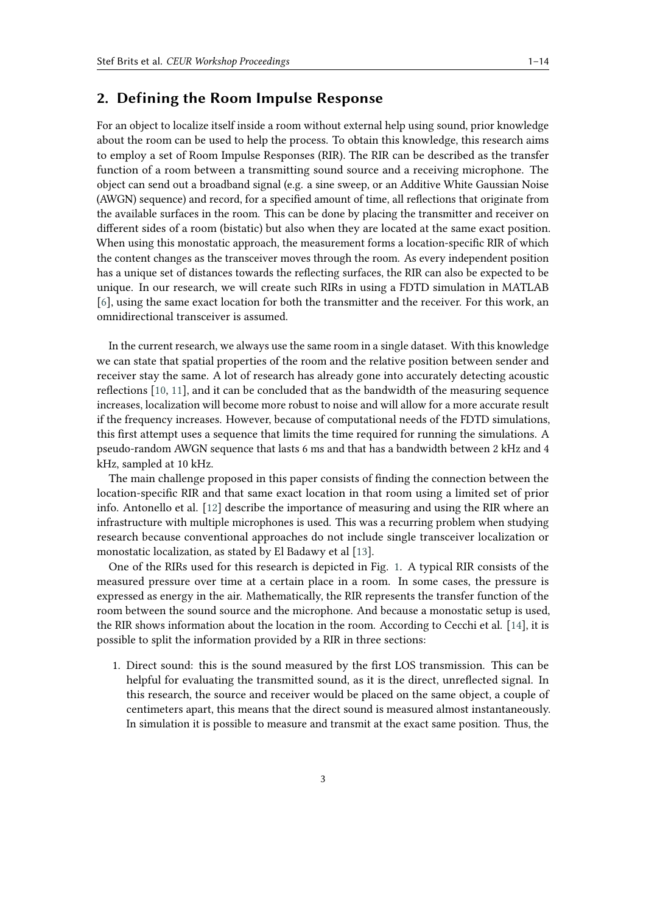## 2. Defining the Room Impulse Response

For an object to localize itself inside a room without external help using sound, prior knowledge about the room can be used to help the process. To obtain this knowledge, this research aims to employ a set of Room Impulse Responses (RIR). The RIR can be described as the transfer function of a room between a transmitting sound source and a receiving microphone. The object can send out a broadband signal (e.g. a sine sweep, or an Additive White Gaussian Noise (AWGN) sequence) and record, for a specified amount of time, all reflections that originate from the available surfaces in the room. This can be done by placing the transmitter and receiver on different sides of a room (bistatic) but also when they are located at the same exact position. When using this monostatic approach, the measurement forms a location-specific RIR of which the content changes as the transceiver moves through the room. As every independent position has a unique set of distances towards the reflecting surfaces, the RIR can also be expected to be unique. In our research, we will create such RIRs in using a FDTD simulation in MATLAB [6], using the same exact location for both the transmitter and the receiver. For this work, an omnidirectional transceiver is assumed.

In the current research, we always use the same room in a single dataset. With this knowledge we can state that spatial properties of the room and the relative position between sender and receiver stay the same. A lot of research has already gone into accurately detecting acoustic reflections [10, 11], and it can be concluded that as the bandwidth of the measuring sequence increases, localization will become more robust to noise and will allow for a more accurate result if the frequency increases. However, because of computational needs of the FDTD simulations, this first attempt uses a sequence that limits the time required for running the simulations. A pseudo-random AWGN sequence that lasts 6 ms and that has a bandwidth between 2 kHz and 4 kHz, sampled at 10 kHz.

The main challenge proposed in this paper consists of finding the connection between the location-specific RIR and that same exact location in that room using a limited set of prior info. Antonello et al. [12] describe the importance of measuring and using the RIR where an infrastructure with multiple microphones is used. This was a recurring problem when studying research because conventional approaches do not include single transceiver localization or monostatic localization, as stated by El Badawy et al [13].

One of the RIRs used for this research is depicted in Fig. 1. A typical RIR consists of the measured pressure over time at a certain place in a room. In some cases, the pressure is expressed as energy in the air. Mathematically, the RIR represents the transfer function of the room between the sound source and the microphone. And because a monostatic setup is used, the RIR shows information about the location in the room. According to Cecchi et al. [14], it is possible to split the information provided by a RIR in three sections:

1. Direct sound: this is the sound measured by the first LOS transmission. This can be helpful for evaluating the transmitted sound, as it is the direct, unreflected signal. In this research, the source and receiver would be placed on the same object, a couple of centimeters apart, this means that the direct sound is measured almost instantaneously. In simulation it is possible to measure and transmit at the exact same position. Thus, the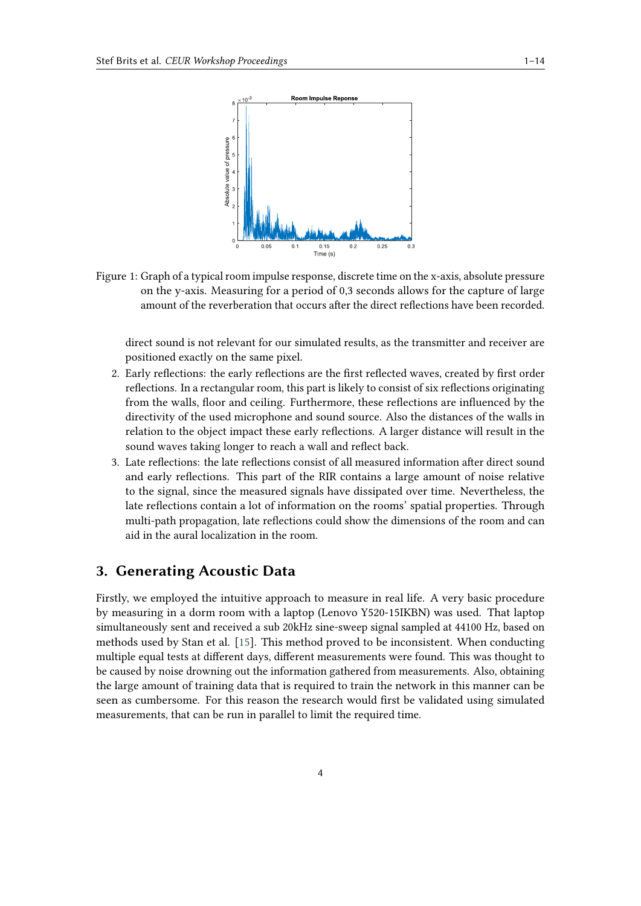Figure 1: Graph of a typical room impulse response, discrete time on the x-axis, absolute pressure on the y-axis. Measuring for a period of 0,3 seconds allows for the capture of large amount of the reverberation that occurs after the direct reflections have been recorded.

direct sound is not relevant for our simulated results, as the transmitter and receiver are positioned exactly on the same pixel.

2. Early reflections: the early reflections are the first reflected waves, created by first order reflections. In a rectangular room, this part is likely to consist of six reflections originating from the walls, floor and ceiling. Furthermore, these reflections are influenced by the directivity of the used microphone and sound source. Also the distances of the walls in relation to the object impact these early reflections. A larger distance will result in the sound waves taking longer to reach a wall and reflect back.
3. Late reflections: the late reflections consist of all measured information after direct sound and early reflections. This part of the RIR contains a large amount of noise relative to the signal, since the measured signals have dissipated over time. Nevertheless, the late reflections contain a lot of information on the rooms' spatial properties. Through multi-path propagation, late reflections could show the dimensions of the room and can aid in the aural localization in the room.

## 3. Generating Acoustic Data

Firstly, we employed the intuitive approach to measure in real life. A very basic procedure by measuring in a dorm room with a laptop (Lenovo Y520-15IKBN) was used. That laptop simultaneously sent and received a sub 20kHz sine-sweep signal sampled at 44100 Hz, based on methods used by Stan et al. [15]. This method proved to be inconsistent. When conducting multiple equal tests at different days, different measurements were found. This was thought to be caused by noise drowning out the information gathered from measurements. Also, obtaining the large amount of training data that is required to train the network in this manner can be seen as cumbersome. For this reason the research would first be validated using simulated measurements, that can be run in parallel to limit the required time.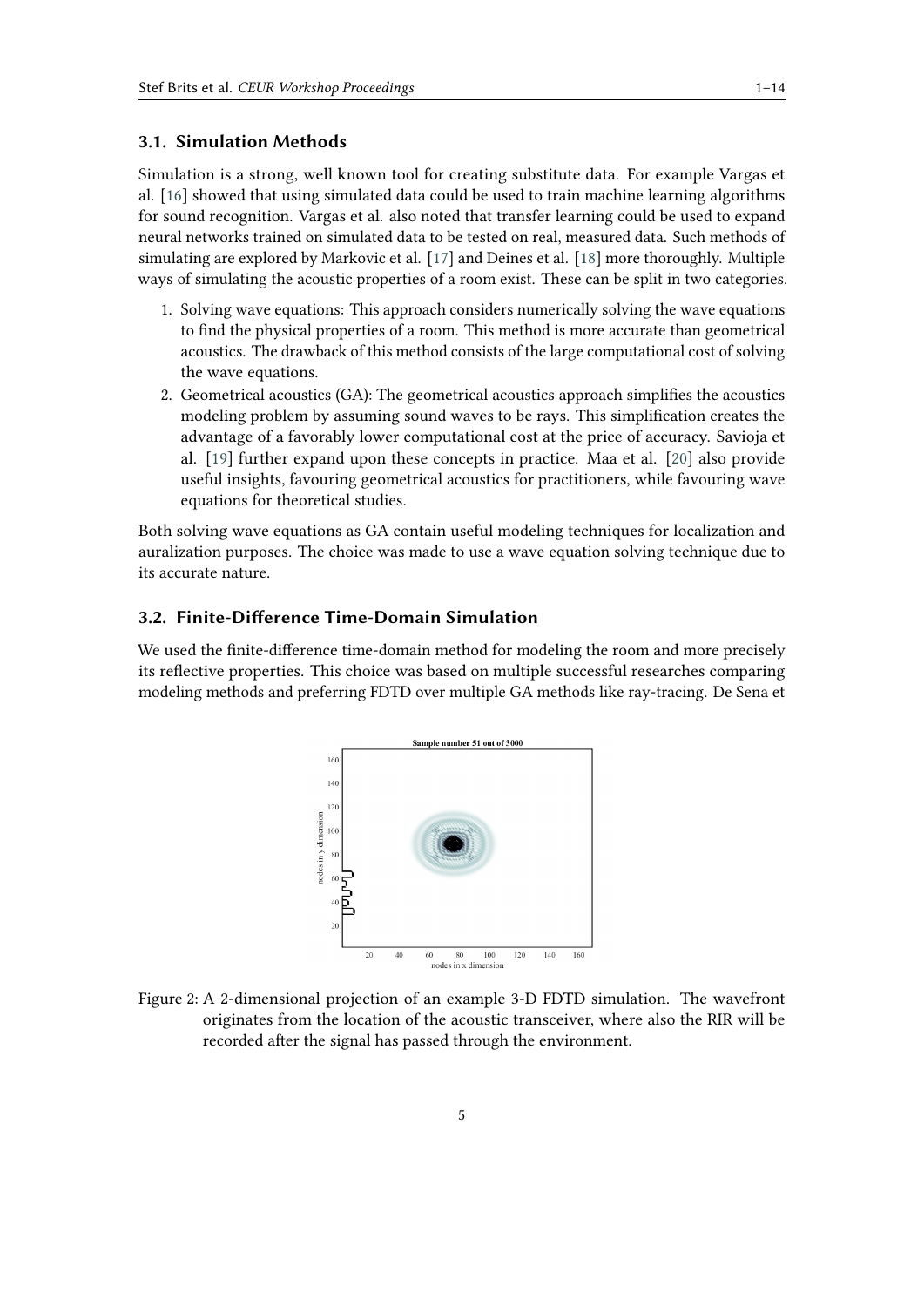### 3.1. Simulation Methods

Simulation is a strong, well known tool for creating substitute data. For example Vargas et al. [16] showed that using simulated data could be used to train machine learning algorithms for sound recognition. Vargas et al. also noted that transfer learning could be used to expand neural networks trained on simulated data to be tested on real, measured data. Such methods of simulating are explored by Markovic et al. [17] and Deines et al. [18] more thoroughly. Multiple ways of simulating the acoustic properties of a room exist. These can be split in two categories.

1. Solving wave equations: This approach considers numerically solving the wave equations to find the physical properties of a room. This method is more accurate than geometrical acoustics. The drawback of this method consists of the large computational cost of solving the wave equations.
2. Geometrical acoustics (GA): The geometrical acoustics approach simplifies the acoustics modeling problem by assuming sound waves to be rays. This simplification creates the advantage of a favorably lower computational cost at the price of accuracy. Savioja et al. [19] further expand upon these concepts in practice. Maa et al. [20] also provide useful insights, favouring geometrical acoustics for practitioners, while favouring wave equations for theoretical studies.

Both solving wave equations as GA contain useful modeling techniques for localization and auralization purposes. The choice was made to use a wave equation solving technique due to its accurate nature.

### 3.2. Finite-Difference Time-Domain Simulation

We used the finite-difference time-domain method for modeling the room and more precisely its reflective properties. This choice was based on multiple successful researches comparing modeling methods and preferring FDTD over multiple GA methods like ray-tracing. De Sena et

Figure 2: A 2-dimensional projection of an example 3-D FDTD simulation. The wavefront originates from the location of the acoustic transceiver, where also the RIR will be recorded after the signal has passed through the environment.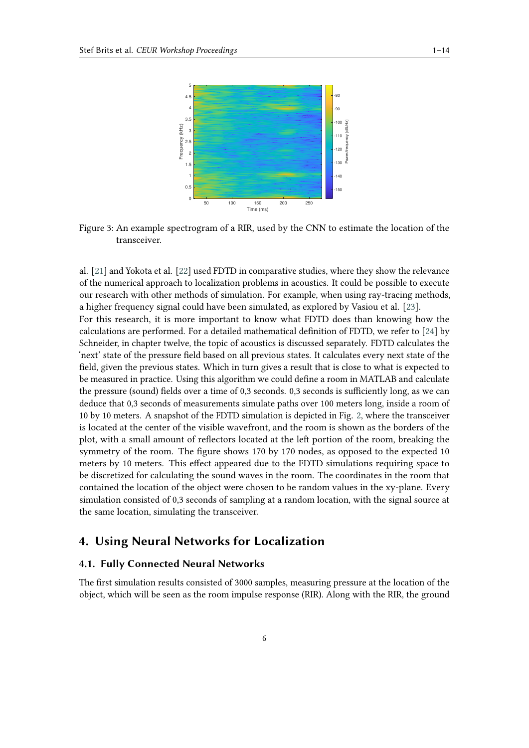Figure 3: An example spectrogram of a RIR, used by the CNN to estimate the location of the transceiver.

al. [21] and Yokota et al. [22] used FDTD in comparative studies, where they show the relevance of the numerical approach to localization problems in acoustics. It could be possible to execute our research with other methods of simulation. For example, when using ray-tracing methods, a higher frequency signal could have been simulated, as explored by Vasiou et al. [23].
For this research, it is more important to know what FDTD does than knowing how the calculations are performed. For a detailed mathematical definition of FDTD, we refer to [24] by Schneider, in chapter twelve, the topic of acoustics is discussed separately. FDTD calculates the 'next' state of the pressure field based on all previous states. It calculates every next state of the field, given the previous states. Which in turn gives a result that is close to what is expected to be measured in practice. Using this algorithm we could define a room in MATLAB and calculate the pressure (sound) fields over a time of 0,3 seconds. 0,3 seconds is sufficiently long, as we can deduce that 0,3 seconds of measurements simulate paths over 100 meters long, inside a room of 10 by 10 meters. A snapshot of the FDTD simulation is depicted in Fig. 2, where the transceiver is located at the center of the visible wavefront, and the room is shown as the borders of the plot, with a small amount of reflectors located at the left portion of the room, breaking the symmetry of the room. The figure shows 170 by 170 nodes, as opposed to the expected 10 meters by 10 meters. This effect appeared due to the FDTD simulations requiring space to be discretized for calculating the sound waves in the room. The coordinates in the room that contained the location of the object were chosen to be random values in the xy-plane. Every simulation consisted of 0,3 seconds of sampling at a random location, with the signal source at the same location, simulating the transceiver.

## 4. Using Neural Networks for Localization

### 4.1. Fully Connected Neural Networks

The first simulation results consisted of 3000 samples, measuring pressure at the location of the object, which will be seen as the room impulse response (RIR). Along with the RIR, the ground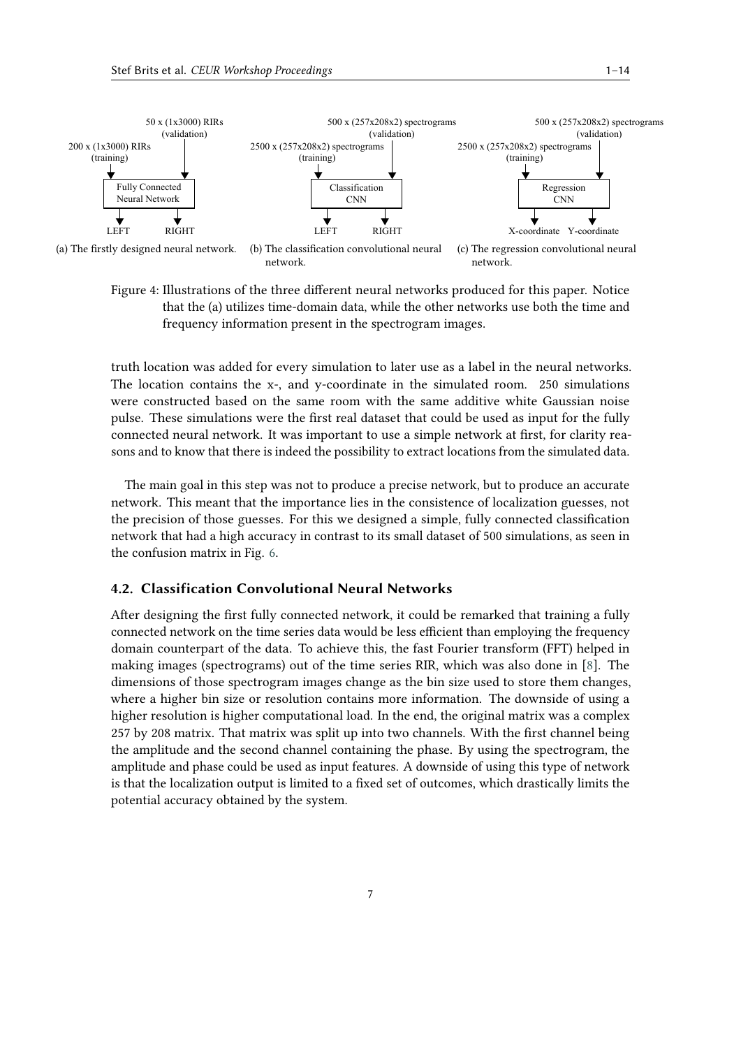50 x (1x3000) RIRs (validation)
200 x (1x3000) RIRs (training)
Fully Connected Neural Network
LEFT RIGHT

(a) The firstly designed neural network.

500 x (257x208x2) spectrograms (validation)
2500 x (257x208x2) spectrograms (training)
Classification CNN
LEFT RIGHT

(b) The classification convolutional neural network.

500 x (257x208x2) spectrograms (validation)
2500 x (257x208x2) spectrograms (training)
Regression CNN
X-coordinate Y-coordinate

(c) The regression convolutional neural network.

Figure 4: Illustrations of the three different neural networks produced for this paper. Notice that the (a) utilizes time-domain data, while the other networks use both the time and frequency information present in the spectrogram images.

truth location was added for every simulation to later use as a label in the neural networks. The location contains the x-, and y-coordinate in the simulated room. 250 simulations were constructed based on the same room with the same additive white Gaussian noise pulse. These simulations were the first real dataset that could be used as input for the fully connected neural network. It was important to use a simple network at first, for clarity reasons and to know that there is indeed the possibility to extract locations from the simulated data.

The main goal in this step was not to produce a precise network, but to produce an accurate network. This meant that the importance lies in the consistence of localization guesses, not the precision of those guesses. For this we designed a simple, fully connected classification network that had a high accuracy in contrast to its small dataset of 500 simulations, as seen in the confusion matrix in Fig. 6.

### 4.2. Classification Convolutional Neural Networks

After designing the first fully connected network, it could be remarked that training a fully connected network on the time series data would be less efficient than employing the frequency domain counterpart of the data. To achieve this, the fast Fourier transform (FFT) helped in making images (spectrograms) out of the time series RIR, which was also done in [8]. The dimensions of those spectrogram images change as the bin size used to store them changes, where a higher bin size or resolution contains more information. The downside of using a higher resolution is higher computational load. In the end, the original matrix was a complex 257 by 208 matrix. That matrix was split up into two channels. With the first channel being the amplitude and the second channel containing the phase. By using the spectrogram, the amplitude and phase could be used as input features. A downside of using this type of network is that the localization output is limited to a fixed set of outcomes, which drastically limits the potential accuracy obtained by the system.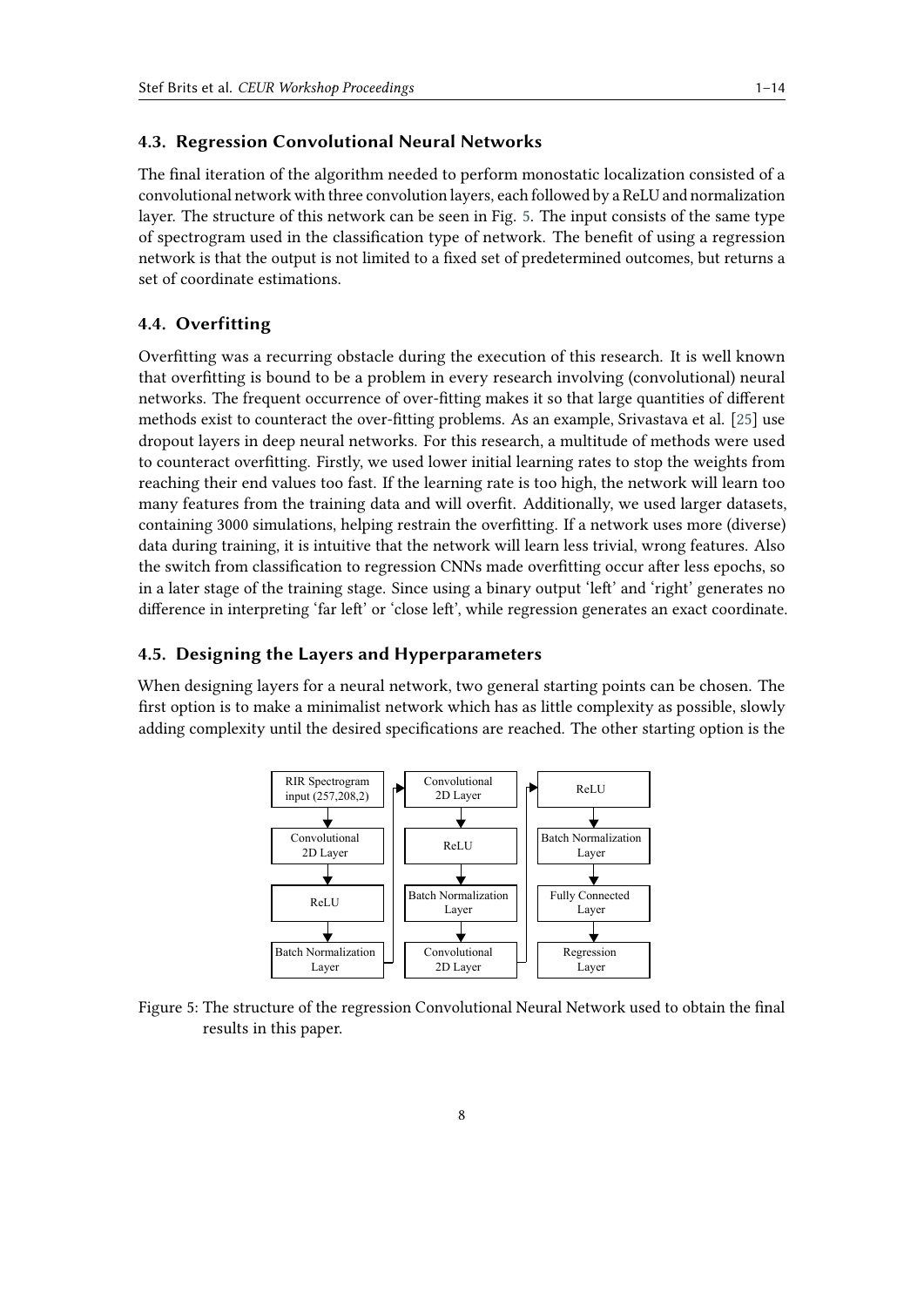### 4.3. Regression Convolutional Neural Networks

The final iteration of the algorithm needed to perform monostatic localization consisted of a convolutional network with three convolution layers, each followed by a ReLU and normalization layer. The structure of this network can be seen in Fig. 5. The input consists of the same type of spectrogram used in the classification type of network. The benefit of using a regression network is that the output is not limited to a fixed set of predetermined outcomes, but returns a set of coordinate estimations.

### 4.4. Overfitting

Overfitting was a recurring obstacle during the execution of this research. It is well known that overfitting is bound to be a problem in every research involving (convolutional) neural networks. The frequent occurrence of over-fitting makes it so that large quantities of different methods exist to counteract the over-fitting problems. As an example, Srivastava et al. [25] use dropout layers in deep neural networks. For this research, a multitude of methods were used to counteract overfitting. Firstly, we used lower initial learning rates to stop the weights from reaching their end values too fast. If the learning rate is too high, the network will learn too many features from the training data and will overfit. Additionally, we used larger datasets, containing 3000 simulations, helping restrain the overfitting. If a network uses more (diverse) data during training, it is intuitive that the network will learn less trivial, wrong features. Also the switch from classification to regression CNNs made overfitting occur after less epochs, so in a later stage of the training stage. Since using a binary output 'left' and 'right' generates no difference in interpreting 'far left' or 'close left', while regression generates an exact coordinate.

### 4.5. Designing the Layers and Hyperparameters

When designing layers for a neural network, two general starting points can be chosen. The first option is to make a minimalist network which has as little complexity as possible, slowly adding complexity until the desired specifications are reached. The other starting option is the

RIR Spectrogram input (257,208,2) → Convolutional 2D Layer → ReLU → Batch Normalization Layer → Convolutional 2D Layer → ReLU → Batch Normalization Layer → Convolutional 2D Layer → ReLU → Batch Normalization Layer → Fully Connected Layer → Regression Layer

Figure 5: The structure of the regression Convolutional Neural Network used to obtain the final results in this paper.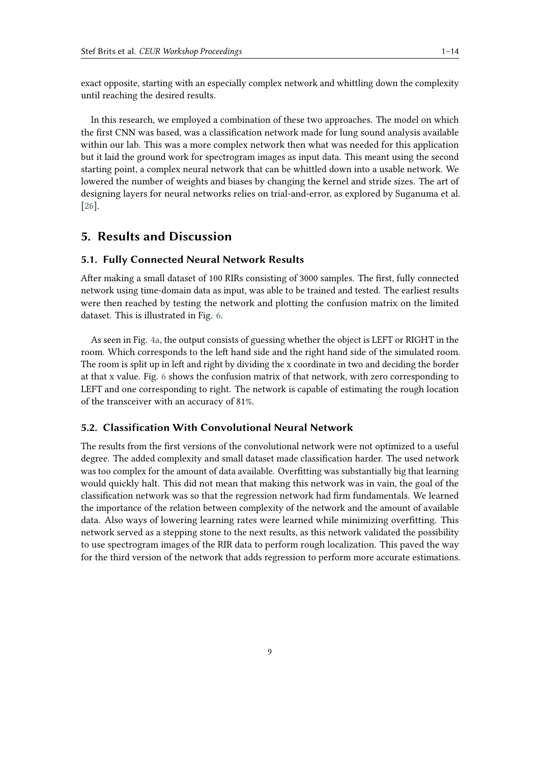exact opposite, starting with an especially complex network and whittling down the complexity until reaching the desired results.

In this research, we employed a combination of these two approaches. The model on which the first CNN was based, was a classification network made for lung sound analysis available within our lab. This was a more complex network then what was needed for this application but it laid the ground work for spectrogram images as input data. This meant using the second starting point, a complex neural network that can be whittled down into a usable network. We lowered the number of weights and biases by changing the kernel and stride sizes. The art of designing layers for neural networks relies on trial-and-error, as explored by Suganuma et al. [26].

# 5. Results and Discussion

## 5.1. Fully Connected Neural Network Results

After making a small dataset of 100 RIRs consisting of 3000 samples. The first, fully connected network using time-domain data as input, was able to be trained and tested. The earliest results were then reached by testing the network and plotting the confusion matrix on the limited dataset. This is illustrated in Fig. 6.

As seen in Fig. 4a, the output consists of guessing whether the object is LEFT or RIGHT in the room. Which corresponds to the left hand side and the right hand side of the simulated room. The room is split up in left and right by dividing the x coordinate in two and deciding the border at that x value. Fig. 6 shows the confusion matrix of that network, with zero corresponding to LEFT and one corresponding to right. The network is capable of estimating the rough location of the transceiver with an accuracy of 81%.

## 5.2. Classification With Convolutional Neural Network

The results from the first versions of the convolutional network were not optimized to a useful degree. The added complexity and small dataset made classification harder. The used network was too complex for the amount of data available. Overfitting was substantially big that learning would quickly halt. This did not mean that making this network was in vain, the goal of the classification network was so that the regression network had firm fundamentals. We learned the importance of the relation between complexity of the network and the amount of available data. Also ways of lowering learning rates were learned while minimizing overfitting. This network served as a stepping stone to the next results, as this network validated the possibility to use spectrogram images of the RIR data to perform rough localization. This paved the way for the third version of the network that adds regression to perform more accurate estimations.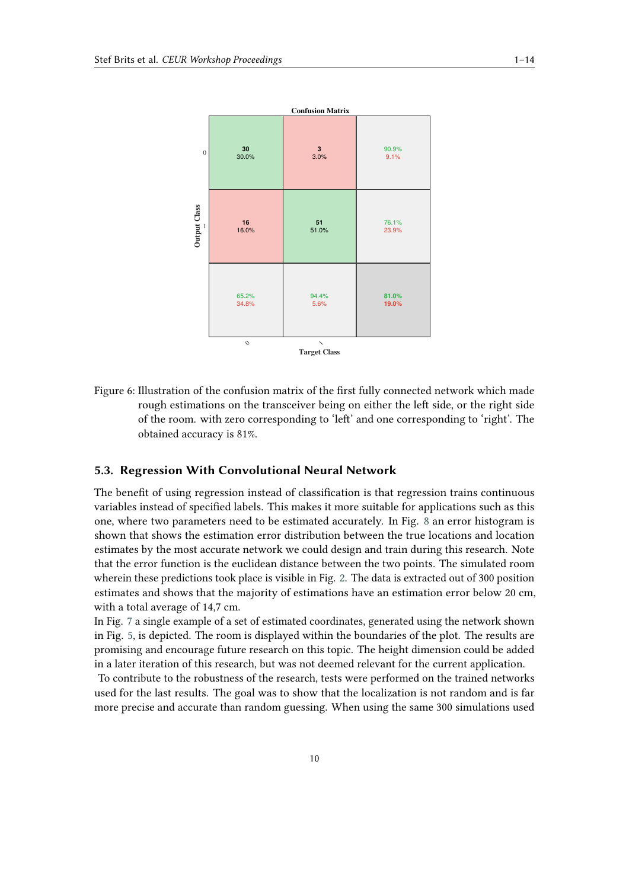**Confusion Matrix**

| Output Class \ Target Class | 0 | 1 | |
|---|---|---|---|
| 0 | 30<br>30.0% | 3<br>3.0% | 90.9%<br>9.1% |
| 1 | 16<br>16.0% | 51<br>51.0% | 76.1%<br>23.9% |
| | 65.2%<br>34.8% | 94.4%<br>5.6% | 81.0%<br>19.0% |

Figure 6: Illustration of the confusion matrix of the first fully connected network which made rough estimations on the transceiver being on either the left side, or the right side of the room. with zero corresponding to 'left' and one corresponding to 'right'. The obtained accuracy is 81%.

### 5.3. Regression With Convolutional Neural Network

The benefit of using regression instead of classification is that regression trains continuous variables instead of specified labels. This makes it more suitable for applications such as this one, where two parameters need to be estimated accurately. In Fig. 8 an error histogram is shown that shows the estimation error distribution between the true locations and location estimates by the most accurate network we could design and train during this research. Note that the error function is the euclidean distance between the two points. The simulated room wherein these predictions took place is visible in Fig. 2. The data is extracted out of 300 position estimates and shows that the majority of estimations have an estimation error below 20 cm, with a total average of 14,7 cm.

In Fig. 7 a single example of a set of estimated coordinates, generated using the network shown in Fig. 5, is depicted. The room is displayed within the boundaries of the plot. The results are promising and encourage future research on this topic. The height dimension could be added in a later iteration of this research, but was not deemed relevant for the current application.

To contribute to the robustness of the research, tests were performed on the trained networks used for the last results. The goal was to show that the localization is not random and is far more precise and accurate than random guessing. When using the same 300 simulations used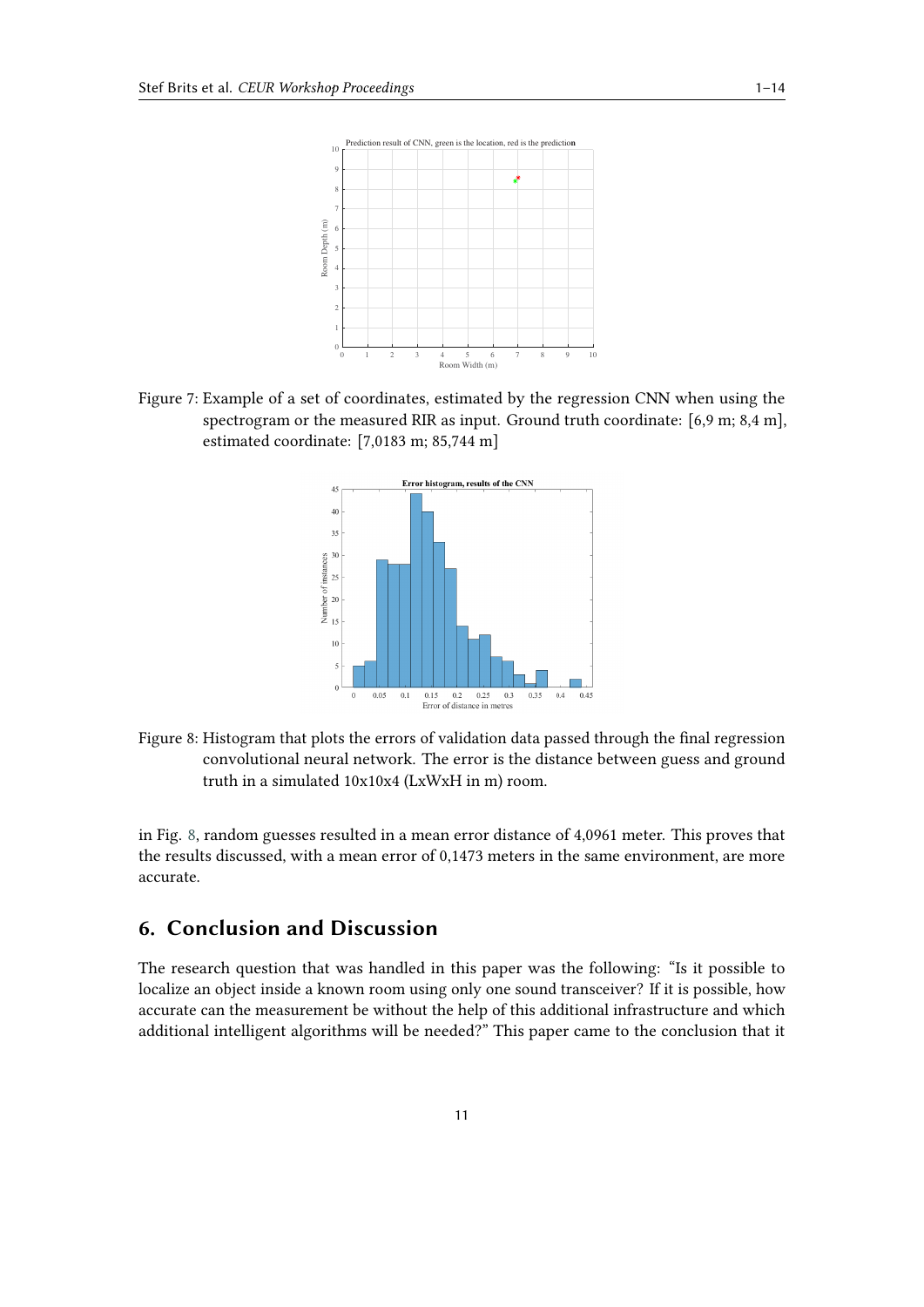Figure 7: Example of a set of coordinates, estimated by the regression CNN when using the spectrogram or the measured RIR as input. Ground truth coordinate: [6,9 m; 8,4 m], estimated coordinate: [7,0183 m; 85,744 m]

Figure 8: Histogram that plots the errors of validation data passed through the final regression convolutional neural network. The error is the distance between guess and ground truth in a simulated 10x10x4 (LxWxH in m) room.

in Fig. 8, random guesses resulted in a mean error distance of 4,0961 meter. This proves that the results discussed, with a mean error of 0,1473 meters in the same environment, are more accurate.

## 6. Conclusion and Discussion

The research question that was handled in this paper was the following: "Is it possible to localize an object inside a known room using only one sound transceiver? If it is possible, how accurate can the measurement be without the help of this additional infrastructure and which additional intelligent algorithms will be needed?" This paper came to the conclusion that it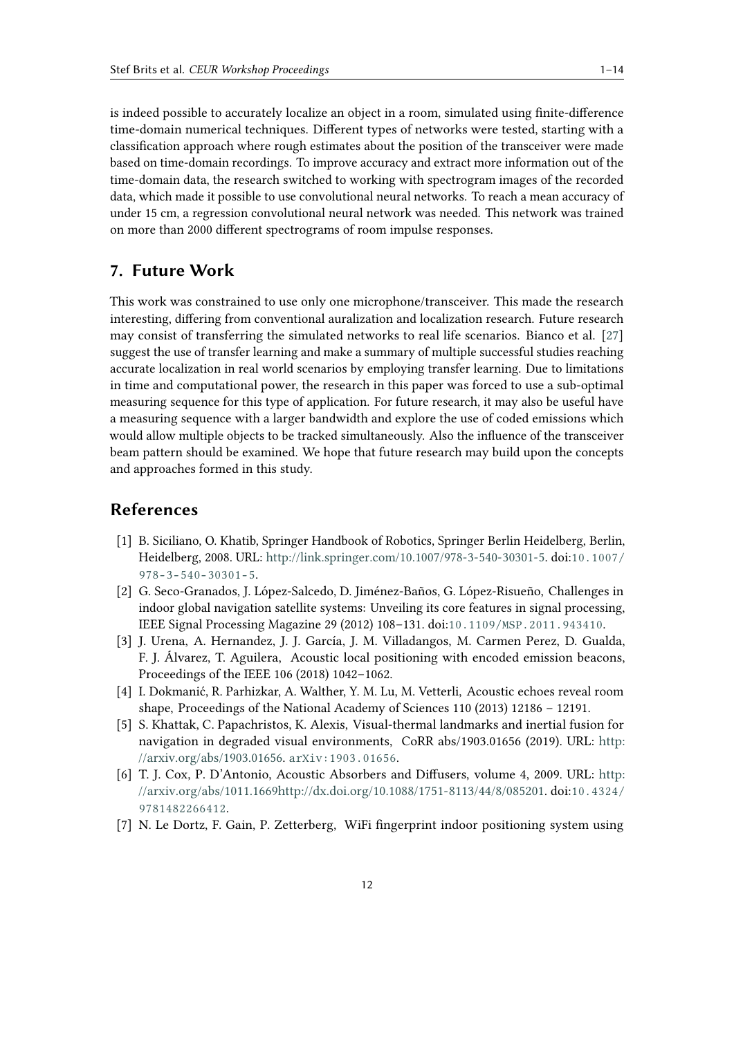is indeed possible to accurately localize an object in a room, simulated using finite-difference time-domain numerical techniques. Different types of networks were tested, starting with a classification approach where rough estimates about the position of the transceiver were made based on time-domain recordings. To improve accuracy and extract more information out of the time-domain data, the research switched to working with spectrogram images of the recorded data, which made it possible to use convolutional neural networks. To reach a mean accuracy of under 15 cm, a regression convolutional neural network was needed. This network was trained on more than 2000 different spectrograms of room impulse responses.

## 7. Future Work

This work was constrained to use only one microphone/transceiver. This made the research interesting, differing from conventional auralization and localization research. Future research may consist of transferring the simulated networks to real life scenarios. Bianco et al. [27] suggest the use of transfer learning and make a summary of multiple successful studies reaching accurate localization in real world scenarios by employing transfer learning. Due to limitations in time and computational power, the research in this paper was forced to use a sub-optimal measuring sequence for this type of application. For future research, it may also be useful have a measuring sequence with a larger bandwidth and explore the use of coded emissions which would allow multiple objects to be tracked simultaneously. Also the influence of the transceiver beam pattern should be examined. We hope that future research may build upon the concepts and approaches formed in this study.

## References

[1] B. Siciliano, O. Khatib, Springer Handbook of Robotics, Springer Berlin Heidelberg, Berlin, Heidelberg, 2008. URL: http://link.springer.com/10.1007/978-3-540-30301-5. doi:10.1007/978-3-540-30301-5.

[2] G. Seco-Granados, J. López-Salcedo, D. Jiménez-Baños, G. López-Risueño, Challenges in indoor global navigation satellite systems: Unveiling its core features in signal processing, IEEE Signal Processing Magazine 29 (2012) 108–131. doi:10.1109/MSP.2011.943410.

[3] J. Urena, A. Hernandez, J. J. García, J. M. Villadangos, M. Carmen Perez, D. Gualda, F. J. Álvarez, T. Aguilera, Acoustic local positioning with encoded emission beacons, Proceedings of the IEEE 106 (2018) 1042–1062.

[4] I. Dokmanić, R. Parhizkar, A. Walther, Y. M. Lu, M. Vetterli, Acoustic echoes reveal room shape, Proceedings of the National Academy of Sciences 110 (2013) 12186 – 12191.

[5] S. Khattak, C. Papachristos, K. Alexis, Visual-thermal landmarks and inertial fusion for navigation in degraded visual environments, CoRR abs/1903.01656 (2019). URL: http://arxiv.org/abs/1903.01656. arXiv:1903.01656.

[6] T. J. Cox, P. D'Antonio, Acoustic Absorbers and Diffusers, volume 4, 2009. URL: http://arxiv.org/abs/1011.1669http://dx.doi.org/10.1088/1751-8113/44/8/085201. doi:10.4324/9781482266412.

[7] N. Le Dortz, F. Gain, P. Zetterberg, WiFi fingerprint indoor positioning system using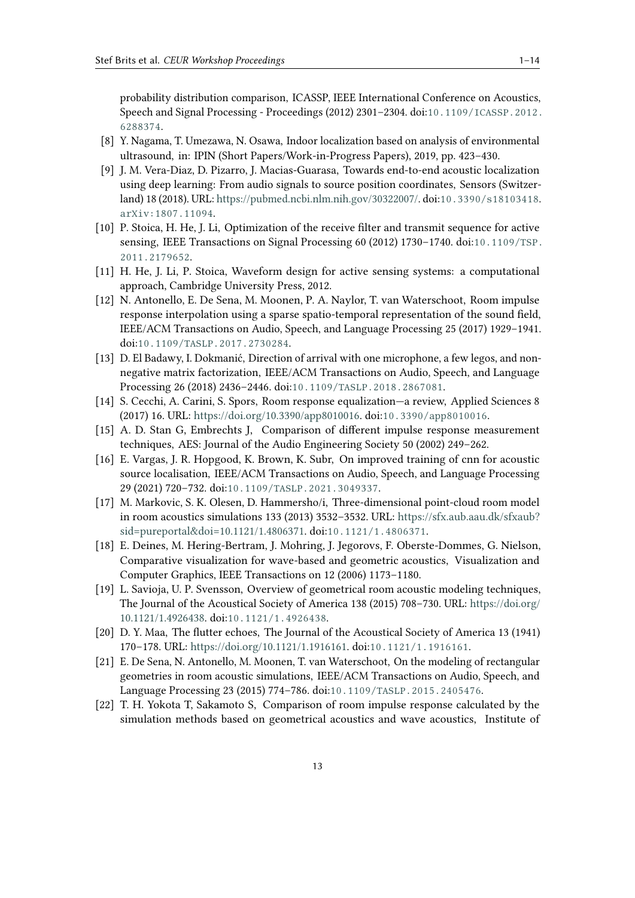probability distribution comparison, ICASSP, IEEE International Conference on Acoustics, Speech and Signal Processing - Proceedings (2012) 2301–2304. doi:10.1109/ICASSP.2012.6288374.

[8] Y. Nagama, T. Umezawa, N. Osawa, Indoor localization based on analysis of environmental ultrasound, in: IPIN (Short Papers/Work-in-Progress Papers), 2019, pp. 423–430.

[9] J. M. Vera-Diaz, D. Pizarro, J. Macias-Guarasa, Towards end-to-end acoustic localization using deep learning: From audio signals to source position coordinates, Sensors (Switzerland) 18 (2018). URL: https://pubmed.ncbi.nlm.nih.gov/30322007/. doi:10.3390/s18103418. arXiv:1807.11094.

[10] P. Stoica, H. He, J. Li, Optimization of the receive filter and transmit sequence for active sensing, IEEE Transactions on Signal Processing 60 (2012) 1730–1740. doi:10.1109/TSP.2011.2179652.

[11] H. He, J. Li, P. Stoica, Waveform design for active sensing systems: a computational approach, Cambridge University Press, 2012.

[12] N. Antonello, E. De Sena, M. Moonen, P. A. Naylor, T. van Waterschoot, Room impulse response interpolation using a sparse spatio-temporal representation of the sound field, IEEE/ACM Transactions on Audio, Speech, and Language Processing 25 (2017) 1929–1941. doi:10.1109/TASLP.2017.2730284.

[13] D. El Badawy, I. Dokmanić, Direction of arrival with one microphone, a few legos, and non-negative matrix factorization, IEEE/ACM Transactions on Audio, Speech, and Language Processing 26 (2018) 2436–2446. doi:10.1109/TASLP.2018.2867081.

[14] S. Cecchi, A. Carini, S. Spors, Room response equalization—a review, Applied Sciences 8 (2017) 16. URL: https://doi.org/10.3390/app8010016. doi:10.3390/app8010016.

[15] A. D. Stan G, Embrechts J, Comparison of different impulse response measurement techniques, AES: Journal of the Audio Engineering Society 50 (2002) 249–262.

[16] E. Vargas, J. R. Hopgood, K. Brown, K. Subr, On improved training of cnn for acoustic source localisation, IEEE/ACM Transactions on Audio, Speech, and Language Processing 29 (2021) 720–732. doi:10.1109/TASLP.2021.3049337.

[17] M. Markovic, S. K. Olesen, D. Hammersho/i, Three-dimensional point-cloud room model in room acoustics simulations 133 (2013) 3532–3532. URL: https://sfx.aub.aau.dk/sfxaub?sid=pureportal&doi=10.1121/1.4806371. doi:10.1121/1.4806371.

[18] E. Deines, M. Hering-Bertram, J. Mohring, J. Jegorovs, F. Oberste-Dommes, G. Nielson, Comparative visualization for wave-based and geometric acoustics, Visualization and Computer Graphics, IEEE Transactions on 12 (2006) 1173–1180.

[19] L. Savioja, U. P. Svensson, Overview of geometrical room acoustic modeling techniques, The Journal of the Acoustical Society of America 138 (2015) 708–730. URL: https://doi.org/10.1121/1.4926438. doi:10.1121/1.4926438.

[20] D. Y. Maa, The flutter echoes, The Journal of the Acoustical Society of America 13 (1941) 170–178. URL: https://doi.org/10.1121/1.1916161. doi:10.1121/1.1916161.

[21] E. De Sena, N. Antonello, M. Moonen, T. van Waterschoot, On the modeling of rectangular geometries in room acoustic simulations, IEEE/ACM Transactions on Audio, Speech, and Language Processing 23 (2015) 774–786. doi:10.1109/TASLP.2015.2405476.

[22] T. H. Yokota T, Sakamoto S, Comparison of room impulse response calculated by the simulation methods based on geometrical acoustics and wave acoustics, Institute of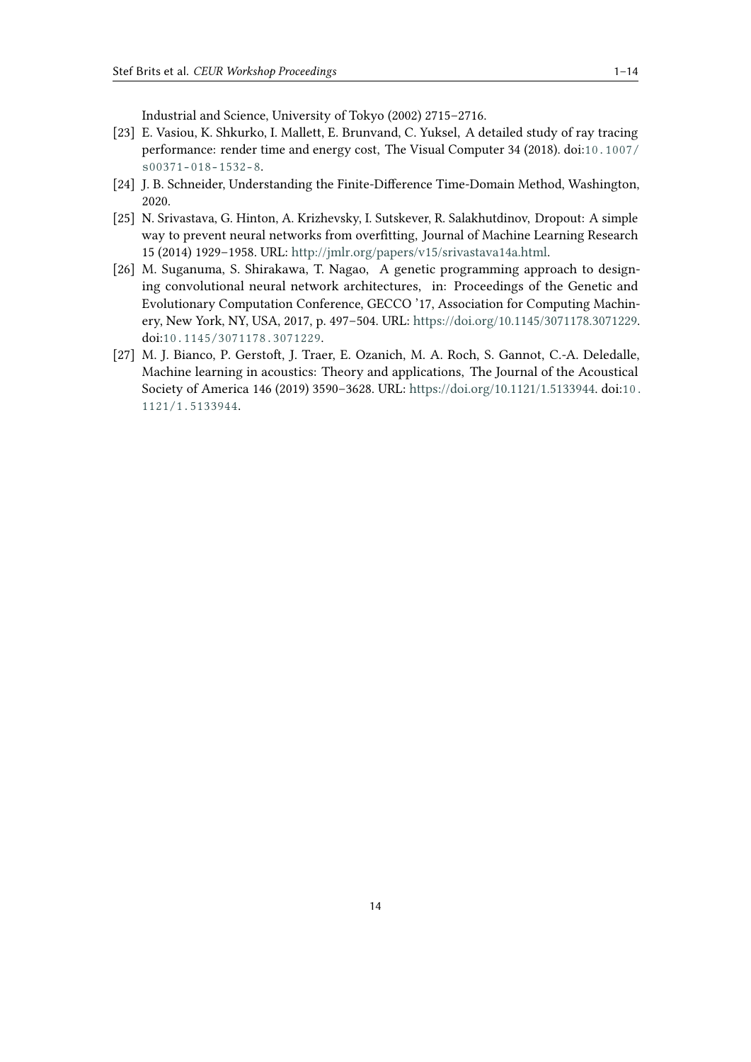Industrial and Science, University of Tokyo (2002) 2715–2716.

[23] E. Vasiou, K. Shkurko, I. Mallett, E. Brunvand, C. Yuksel, A detailed study of ray tracing performance: render time and energy cost, The Visual Computer 34 (2018). doi:10.1007/s00371-018-1532-8.

[24] J. B. Schneider, Understanding the Finite-Difference Time-Domain Method, Washington, 2020.

[25] N. Srivastava, G. Hinton, A. Krizhevsky, I. Sutskever, R. Salakhutdinov, Dropout: A simple way to prevent neural networks from overfitting, Journal of Machine Learning Research 15 (2014) 1929–1958. URL: http://jmlr.org/papers/v15/srivastava14a.html.

[26] M. Suganuma, S. Shirakawa, T. Nagao, A genetic programming approach to designing convolutional neural network architectures, in: Proceedings of the Genetic and Evolutionary Computation Conference, GECCO '17, Association for Computing Machinery, New York, NY, USA, 2017, p. 497–504. URL: https://doi.org/10.1145/3071178.3071229. doi:10.1145/3071178.3071229.

[27] M. J. Bianco, P. Gerstoft, J. Traer, E. Ozanich, M. A. Roch, S. Gannot, C.-A. Deledalle, Machine learning in acoustics: Theory and applications, The Journal of the Acoustical Society of America 146 (2019) 3590–3628. URL: https://doi.org/10.1121/1.5133944. doi:10.1121/1.5133944.